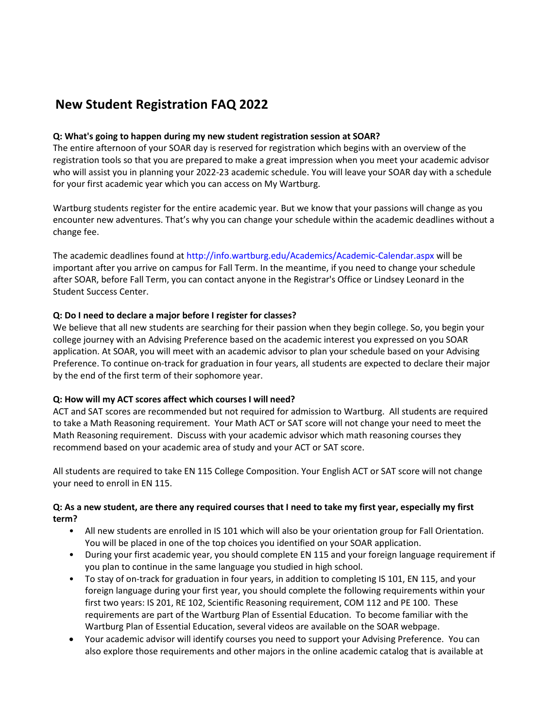# New Student Registration FAQ 2022

**Q: What's going to happen during my new student registration session at SOAR?**

The entire afternoon of your SOAR day is reserved for registration which begins with an overview of the registration tools so that you are prepared to make a great impression when you meet your academic advisor who will assist you in planning your 2022-23 academic schedule. You will leave your SOAR day with a schedule for your first academic year which you can access on My Wartburg.

Wartburg students register for the entire academic year. But we know that your passions will change as you encounter new adventures. That's why you can change your schedule within the academic deadlines without a change fee.

The academic deadlines found at http://info.wartburg.edu/Academics/Academic-Calendar.aspx will be important after you arrive on campus for Fall Term. In the meantime, if you need to change your schedule after SOAR, before Fall Term, you can contact anyone in the Registrar's Office or Lindsey Leonard in the Student Success Center.

**Q: Do I need to declare a major before I register for classes?**

We believe that all new students are searching for their passion when they begin college. So, you begin your college journey with an Advising Preference based on the academic interest you expressed on you SOAR application. At SOAR, you will meet with an academic advisor to plan your schedule based on your Advising Preference. To continue on-track for graduation in four years, all students are expected to declare their major by the end of the first term of their sophomore year.

**Q: How will my ACT scores affect which courses I will need?**

ACT and SAT scores are recommended but not required for admission to Wartburg. All students are required to take a Math Reasoning requirement. Your Math ACT or SAT score will not change your need to meet the Math Reasoning requirement. Discuss with your academic advisor which math reasoning courses they recommend based on your academic area of study and your ACT or SAT score.

All students are required to take EN 115 College Composition. Your English ACT or SAT score will not change your need to enroll in EN 115.

**Q: As a new student, are there any required courses that I need to take my first year, especially my first term?**

- All new students are enrolled in IS 101 which will also be your orientation group for Fall Orientation. You will be placed in one of the top choices you identified on your SOAR application.
- During your first academic year, you should complete EN 115 and your foreign language requirement if you plan to continue in the same language you studied in high school.
- To stay of on-track for graduation in four years, in addition to completing IS 101, EN 115, and your foreign language during your first year, you should complete the following requirements within your first two years: IS 201, RE 102, Scientific Reasoning requirement, COM 112 and PE 100. These requirements are part of the Wartburg Plan of Essential Education. To become familiar with the Wartburg Plan of Essential Education, several videos are available on the SOAR webpage.
- Your academic advisor will identify courses you need to support your Advising Preference. You can also explore those requirements and other majors in the online academic catalog that is available at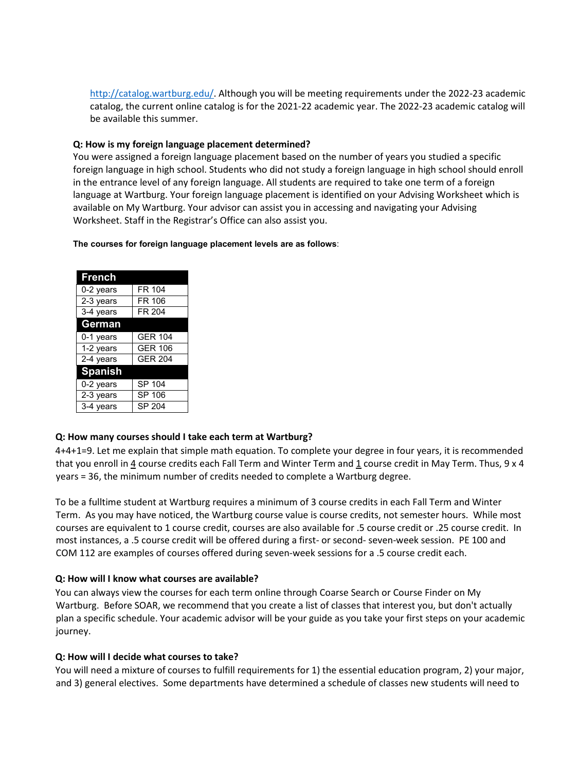http://catalog.wartburg.edu/. Although you will be meeting requirements under the 2022-23 academic catalog, the current online catalog is for the 2021-22 academic year. The 2022-23 academic catalog will be available this summer.

**Q: How is my foreign language placement determined?**

You were assigned a foreign language placement based on the number of years you studied a specific foreign language in high school. Students who did not study a foreign language in high school should enroll in the entrance level of any foreign language. All students are required to take one term of a foreign language at Wartburg. Your foreign language placement is identified on your Advising Worksheet which is available on My Wartburg. Your advisor can assist you in accessing and navigating your Advising Worksheet. Staff in the Registrar's Office can also assist you.

**The courses for foreign language placement levels are as follows**:

| **French** | |
|---|---|
| 0-2 years | FR 104 |
| 2-3 years | FR 106 |
| 3-4 years | FR 204 |
| **German** | |
| 0-1 years | GER 104 |
| 1-2 years | GER 106 |
| 2-4 years | GER 204 |
| **Spanish** | |
| 0-2 years | SP 104 |
| 2-3 years | SP 106 |
| 3-4 years | SP 204 |

**Q: How many courses should I take each term at Wartburg?**

4+4+1=9. Let me explain that simple math equation. To complete your degree in four years, it is recommended that you enroll in 4 course credits each Fall Term and Winter Term and 1 course credit in May Term. Thus, 9 x 4 years = 36, the minimum number of credits needed to complete a Wartburg degree.

To be a fulltime student at Wartburg requires a minimum of 3 course credits in each Fall Term and Winter Term. As you may have noticed, the Wartburg course value is course credits, not semester hours. While most courses are equivalent to 1 course credit, courses are also available for .5 course credit or .25 course credit. In most instances, a .5 course credit will be offered during a first- or second- seven-week session. PE 100 and COM 112 are examples of courses offered during seven-week sessions for a .5 course credit each.

**Q: How will I know what courses are available?**

You can always view the courses for each term online through Coarse Search or Course Finder on My Wartburg. Before SOAR, we recommend that you create a list of classes that interest you, but don't actually plan a specific schedule. Your academic advisor will be your guide as you take your first steps on your academic journey.

**Q: How will I decide what courses to take?**

You will need a mixture of courses to fulfill requirements for 1) the essential education program, 2) your major, and 3) general electives. Some departments have determined a schedule of classes new students will need to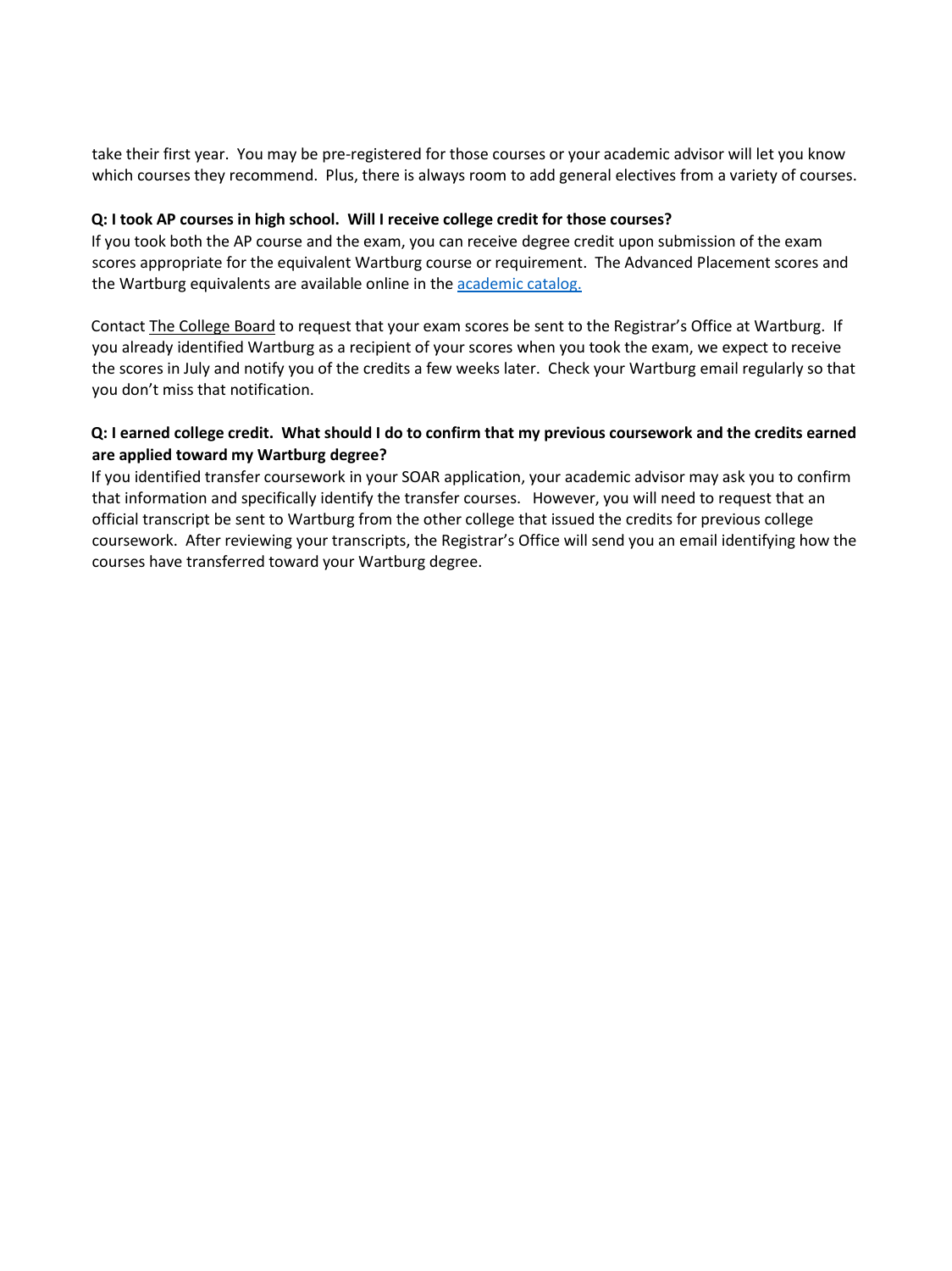take their first year. You may be pre-registered for those courses or your academic advisor will let you know which courses they recommend. Plus, there is always room to add general electives from a variety of courses.

**Q: I took AP courses in high school. Will I receive college credit for those courses?**

If you took both the AP course and the exam, you can receive degree credit upon submission of the exam scores appropriate for the equivalent Wartburg course or requirement. The Advanced Placement scores and the Wartburg equivalents are available online in the academic catalog.

Contact The College Board to request that your exam scores be sent to the Registrar's Office at Wartburg. If you already identified Wartburg as a recipient of your scores when you took the exam, we expect to receive the scores in July and notify you of the credits a few weeks later. Check your Wartburg email regularly so that you don't miss that notification.

**Q: I earned college credit. What should I do to confirm that my previous coursework and the credits earned are applied toward my Wartburg degree?**

If you identified transfer coursework in your SOAR application, your academic advisor may ask you to confirm that information and specifically identify the transfer courses. However, you will need to request that an official transcript be sent to Wartburg from the other college that issued the credits for previous college coursework. After reviewing your transcripts, the Registrar's Office will send you an email identifying how the courses have transferred toward your Wartburg degree.